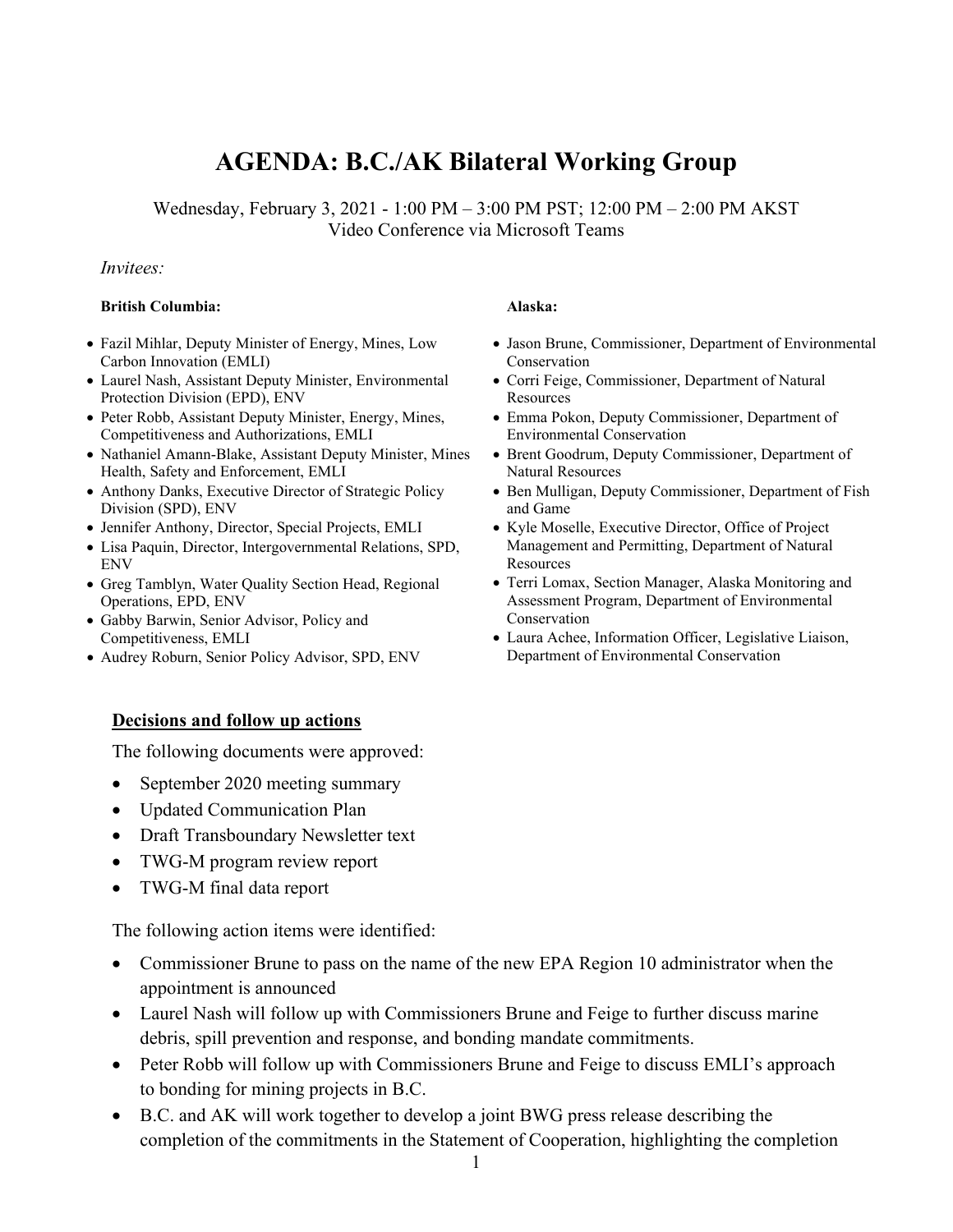# AGENDA: B.C./AK Bilateral Working Group

Wednesday, February 3, 2021 - 1:00 PM – 3:00 PM PST; 12:00 PM – 2:00 PM AKST
Video Conference via Microsoft Teams

*Invitees:*

**British Columbia:**

- Fazil Mihlar, Deputy Minister of Energy, Mines, Low Carbon Innovation (EMLI)
- Laurel Nash, Assistant Deputy Minister, Environmental Protection Division (EPD), ENV
- Peter Robb, Assistant Deputy Minister, Energy, Mines, Competitiveness and Authorizations, EMLI
- Nathaniel Amann-Blake, Assistant Deputy Minister, Mines Health, Safety and Enforcement, EMLI
- Anthony Danks, Executive Director of Strategic Policy Division (SPD), ENV
- Jennifer Anthony, Director, Special Projects, EMLI
- Lisa Paquin, Director, Intergovernmental Relations, SPD, ENV
- Greg Tamblyn, Water Quality Section Head, Regional Operations, EPD, ENV
- Gabby Barwin, Senior Advisor, Policy and Competitiveness, EMLI
- Audrey Roburn, Senior Policy Advisor, SPD, ENV

**Alaska:**

- Jason Brune, Commissioner, Department of Environmental Conservation
- Corri Feige, Commissioner, Department of Natural Resources
- Emma Pokon, Deputy Commissioner, Department of Environmental Conservation
- Brent Goodrum, Deputy Commissioner, Department of Natural Resources
- Ben Mulligan, Deputy Commissioner, Department of Fish and Game
- Kyle Moselle, Executive Director, Office of Project Management and Permitting, Department of Natural Resources
- Terri Lomax, Section Manager, Alaska Monitoring and Assessment Program, Department of Environmental Conservation
- Laura Achee, Information Officer, Legislative Liaison, Department of Environmental Conservation

## Decisions and follow up actions

The following documents were approved:

- September 2020 meeting summary
- Updated Communication Plan
- Draft Transboundary Newsletter text
- TWG-M program review report
- TWG-M final data report

The following action items were identified:

- Commissioner Brune to pass on the name of the new EPA Region 10 administrator when the appointment is announced
- Laurel Nash will follow up with Commissioners Brune and Feige to further discuss marine debris, spill prevention and response, and bonding mandate commitments.
- Peter Robb will follow up with Commissioners Brune and Feige to discuss EMLI's approach to bonding for mining projects in B.C.
- B.C. and AK will work together to develop a joint BWG press release describing the completion of the commitments in the Statement of Cooperation, highlighting the completion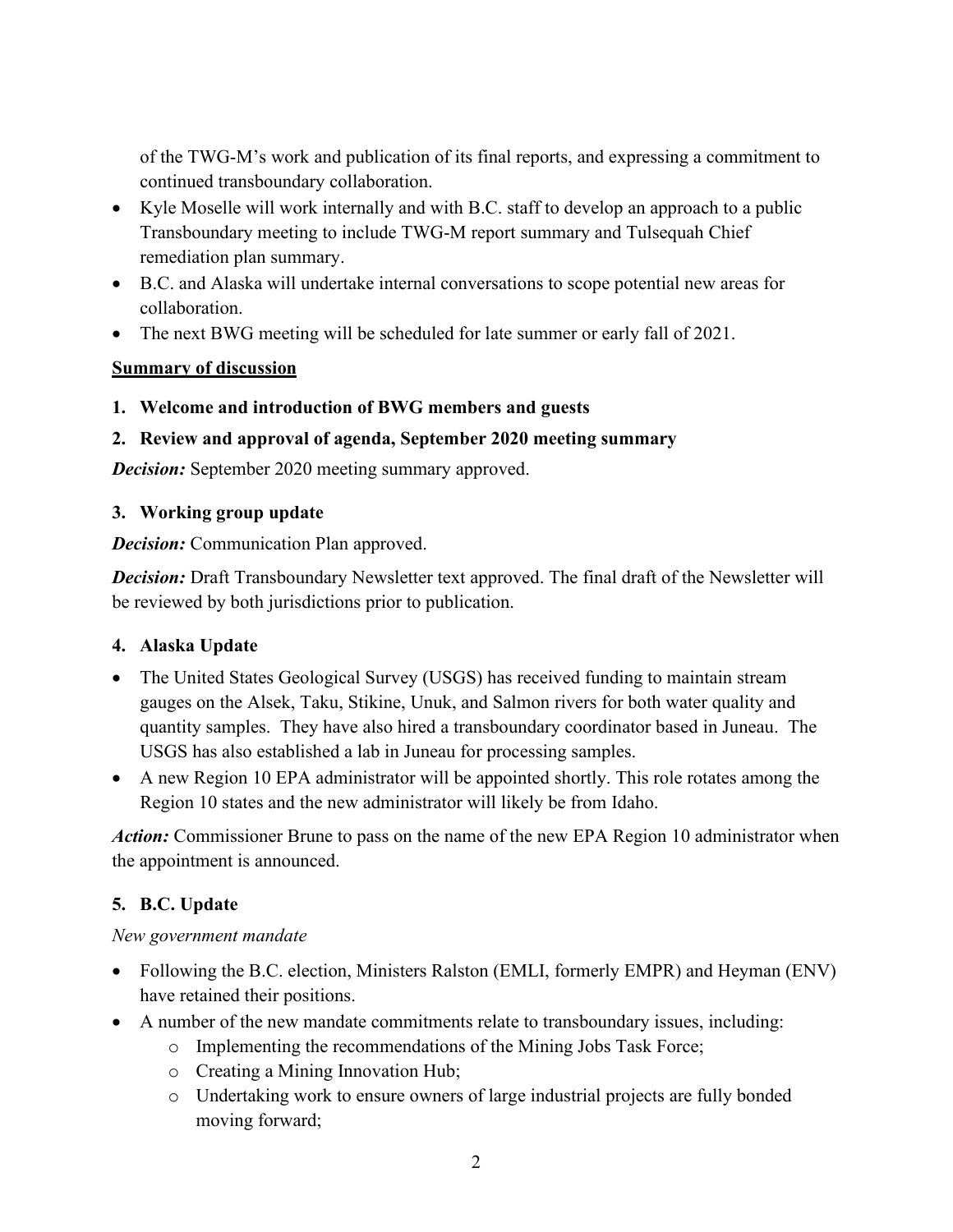of the TWG-M's work and publication of its final reports, and expressing a commitment to continued transboundary collaboration.

- Kyle Moselle will work internally and with B.C. staff to develop an approach to a public Transboundary meeting to include TWG-M report summary and Tulsequah Chief remediation plan summary.
- B.C. and Alaska will undertake internal conversations to scope potential new areas for collaboration.
- The next BWG meeting will be scheduled for late summer or early fall of 2021.

**Summary of discussion**

**1. Welcome and introduction of BWG members and guests**

**2. Review and approval of agenda, September 2020 meeting summary**

***Decision:*** September 2020 meeting summary approved.

**3. Working group update**

***Decision:*** Communication Plan approved.

***Decision:*** Draft Transboundary Newsletter text approved. The final draft of the Newsletter will be reviewed by both jurisdictions prior to publication.

**4. Alaska Update**

- The United States Geological Survey (USGS) has received funding to maintain stream gauges on the Alsek, Taku, Stikine, Unuk, and Salmon rivers for both water quality and quantity samples. They have also hired a transboundary coordinator based in Juneau. The USGS has also established a lab in Juneau for processing samples.
- A new Region 10 EPA administrator will be appointed shortly. This role rotates among the Region 10 states and the new administrator will likely be from Idaho.

***Action:*** Commissioner Brune to pass on the name of the new EPA Region 10 administrator when the appointment is announced.

**5. B.C. Update**

*New government mandate*

- Following the B.C. election, Ministers Ralston (EMLI, formerly EMPR) and Heyman (ENV) have retained their positions.
- A number of the new mandate commitments relate to transboundary issues, including:
  - Implementing the recommendations of the Mining Jobs Task Force;
  - Creating a Mining Innovation Hub;
  - Undertaking work to ensure owners of large industrial projects are fully bonded moving forward;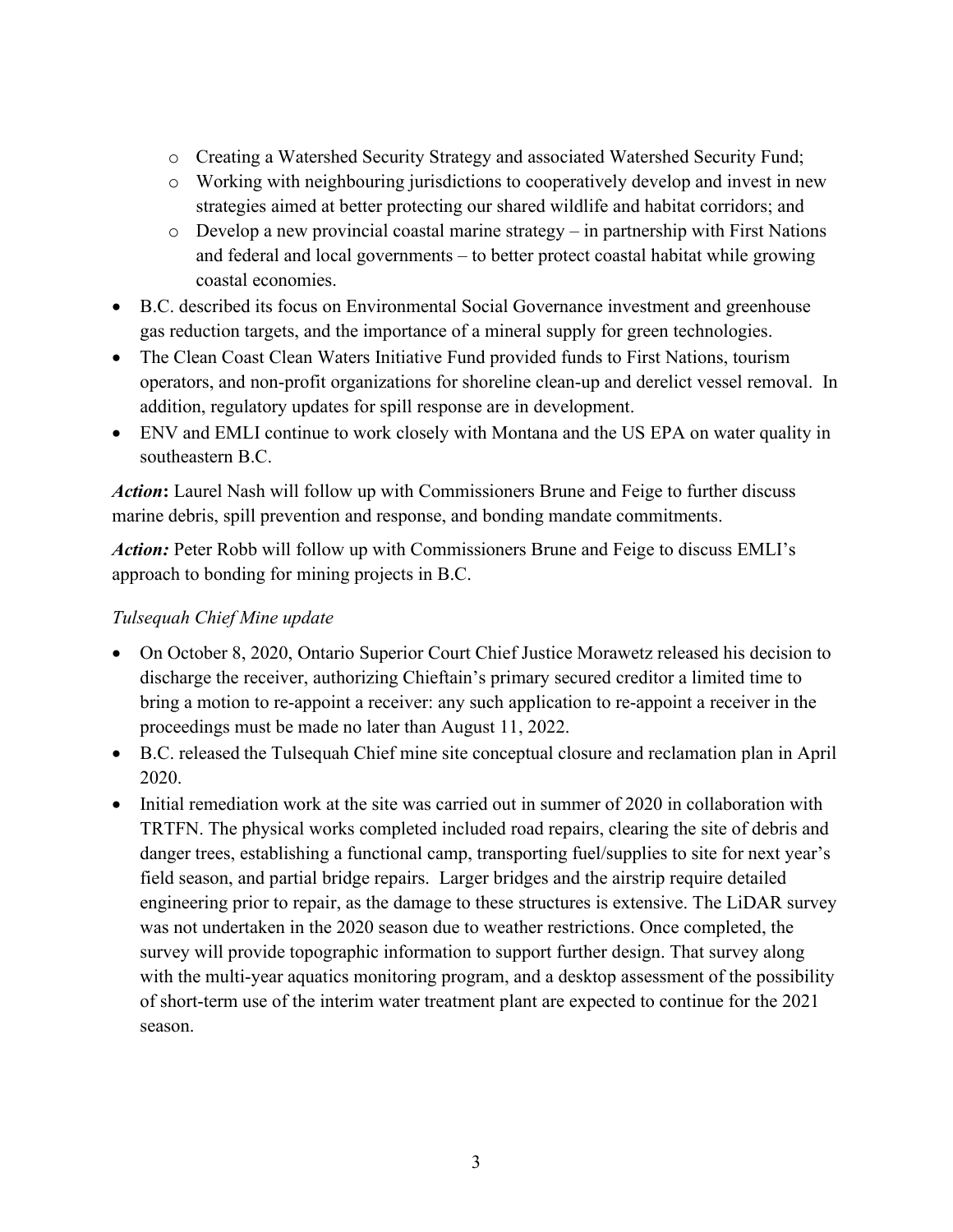- Creating a Watershed Security Strategy and associated Watershed Security Fund;
    - Working with neighbouring jurisdictions to cooperatively develop and invest in new strategies aimed at better protecting our shared wildlife and habitat corridors; and
    - Develop a new provincial coastal marine strategy – in partnership with First Nations and federal and local governments – to better protect coastal habitat while growing coastal economies.
- B.C. described its focus on Environmental Social Governance investment and greenhouse gas reduction targets, and the importance of a mineral supply for green technologies.
- The Clean Coast Clean Waters Initiative Fund provided funds to First Nations, tourism operators, and non-profit organizations for shoreline clean-up and derelict vessel removal. In addition, regulatory updates for spill response are in development.
- ENV and EMLI continue to work closely with Montana and the US EPA on water quality in southeastern B.C.

***Action*:** Laurel Nash will follow up with Commissioners Brune and Feige to further discuss marine debris, spill prevention and response, and bonding mandate commitments.

***Action:*** Peter Robb will follow up with Commissioners Brune and Feige to discuss EMLI's approach to bonding for mining projects in B.C.

*Tulsequah Chief Mine update*

- On October 8, 2020, Ontario Superior Court Chief Justice Morawetz released his decision to discharge the receiver, authorizing Chieftain's primary secured creditor a limited time to bring a motion to re-appoint a receiver: any such application to re-appoint a receiver in the proceedings must be made no later than August 11, 2022.
- B.C. released the Tulsequah Chief mine site conceptual closure and reclamation plan in April 2020.
- Initial remediation work at the site was carried out in summer of 2020 in collaboration with TRTFN. The physical works completed included road repairs, clearing the site of debris and danger trees, establishing a functional camp, transporting fuel/supplies to site for next year's field season, and partial bridge repairs. Larger bridges and the airstrip require detailed engineering prior to repair, as the damage to these structures is extensive. The LiDAR survey was not undertaken in the 2020 season due to weather restrictions. Once completed, the survey will provide topographic information to support further design. That survey along with the multi-year aquatics monitoring program, and a desktop assessment of the possibility of short-term use of the interim water treatment plant are expected to continue for the 2021 season.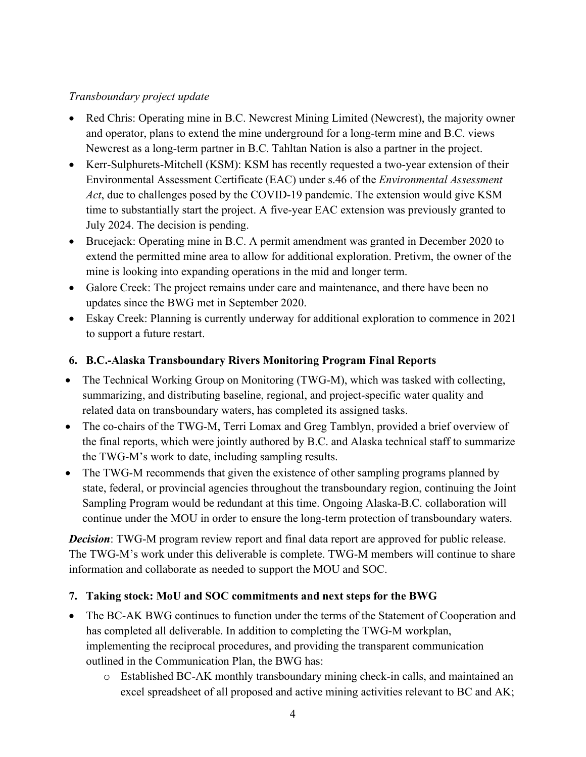*Transboundary project update*

- Red Chris: Operating mine in B.C. Newcrest Mining Limited (Newcrest), the majority owner and operator, plans to extend the mine underground for a long-term mine and B.C. views Newcrest as a long-term partner in B.C. Tahltan Nation is also a partner in the project.
- Kerr-Sulphurets-Mitchell (KSM): KSM has recently requested a two-year extension of their Environmental Assessment Certificate (EAC) under s.46 of the *Environmental Assessment Act*, due to challenges posed by the COVID-19 pandemic. The extension would give KSM time to substantially start the project. A five-year EAC extension was previously granted to July 2024. The decision is pending.
- Brucejack: Operating mine in B.C. A permit amendment was granted in December 2020 to extend the permitted mine area to allow for additional exploration. Pretivm, the owner of the mine is looking into expanding operations in the mid and longer term.
- Galore Creek: The project remains under care and maintenance, and there have been no updates since the BWG met in September 2020.
- Eskay Creek: Planning is currently underway for additional exploration to commence in 2021 to support a future restart.

## 6. B.C.-Alaska Transboundary Rivers Monitoring Program Final Reports

- The Technical Working Group on Monitoring (TWG-M), which was tasked with collecting, summarizing, and distributing baseline, regional, and project-specific water quality and related data on transboundary waters, has completed its assigned tasks.
- The co-chairs of the TWG-M, Terri Lomax and Greg Tamblyn, provided a brief overview of the final reports, which were jointly authored by B.C. and Alaska technical staff to summarize the TWG-M's work to date, including sampling results.
- The TWG-M recommends that given the existence of other sampling programs planned by state, federal, or provincial agencies throughout the transboundary region, continuing the Joint Sampling Program would be redundant at this time. Ongoing Alaska-B.C. collaboration will continue under the MOU in order to ensure the long-term protection of transboundary waters.

***Decision***: TWG-M program review report and final data report are approved for public release. The TWG-M's work under this deliverable is complete. TWG-M members will continue to share information and collaborate as needed to support the MOU and SOC.

## 7. Taking stock: MoU and SOC commitments and next steps for the BWG

- The BC-AK BWG continues to function under the terms of the Statement of Cooperation and has completed all deliverable. In addition to completing the TWG-M workplan, implementing the reciprocal procedures, and providing the transparent communication outlined in the Communication Plan, the BWG has:
  - Established BC-AK monthly transboundary mining check-in calls, and maintained an excel spreadsheet of all proposed and active mining activities relevant to BC and AK;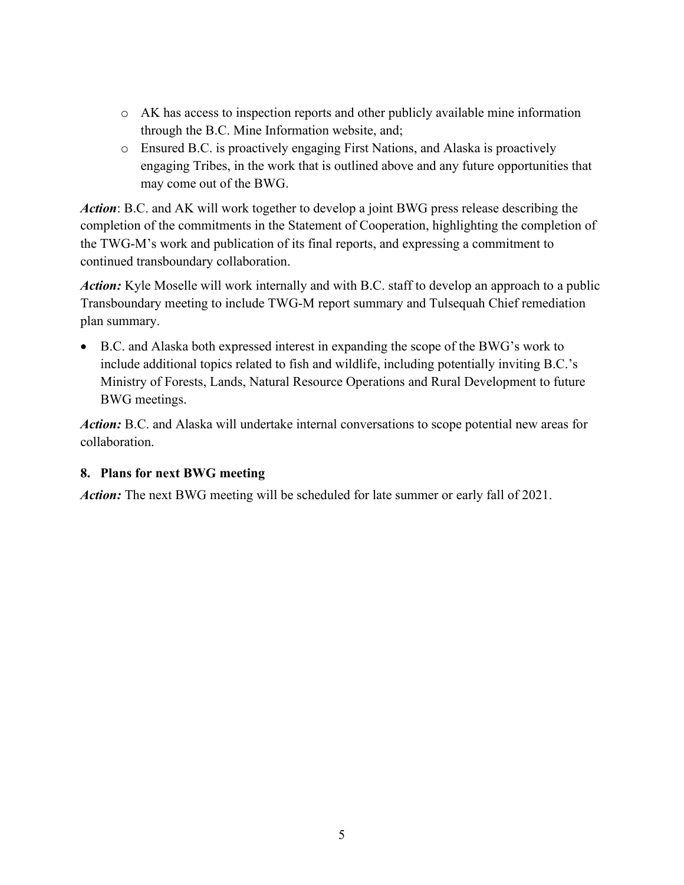- AK has access to inspection reports and other publicly available mine information through the B.C. Mine Information website, and;
  - Ensured B.C. is proactively engaging First Nations, and Alaska is proactively engaging Tribes, in the work that is outlined above and any future opportunities that may come out of the BWG.

***Action***: B.C. and AK will work together to develop a joint BWG press release describing the completion of the commitments in the Statement of Cooperation, highlighting the completion of the TWG-M's work and publication of its final reports, and expressing a commitment to continued transboundary collaboration.

***Action:*** Kyle Moselle will work internally and with B.C. staff to develop an approach to a public Transboundary meeting to include TWG-M report summary and Tulsequah Chief remediation plan summary.

- B.C. and Alaska both expressed interest in expanding the scope of the BWG's work to include additional topics related to fish and wildlife, including potentially inviting B.C.'s Ministry of Forests, Lands, Natural Resource Operations and Rural Development to future BWG meetings.

***Action:*** B.C. and Alaska will undertake internal conversations to scope potential new areas for collaboration.

### 8. Plans for next BWG meeting

***Action:*** The next BWG meeting will be scheduled for late summer or early fall of 2021.